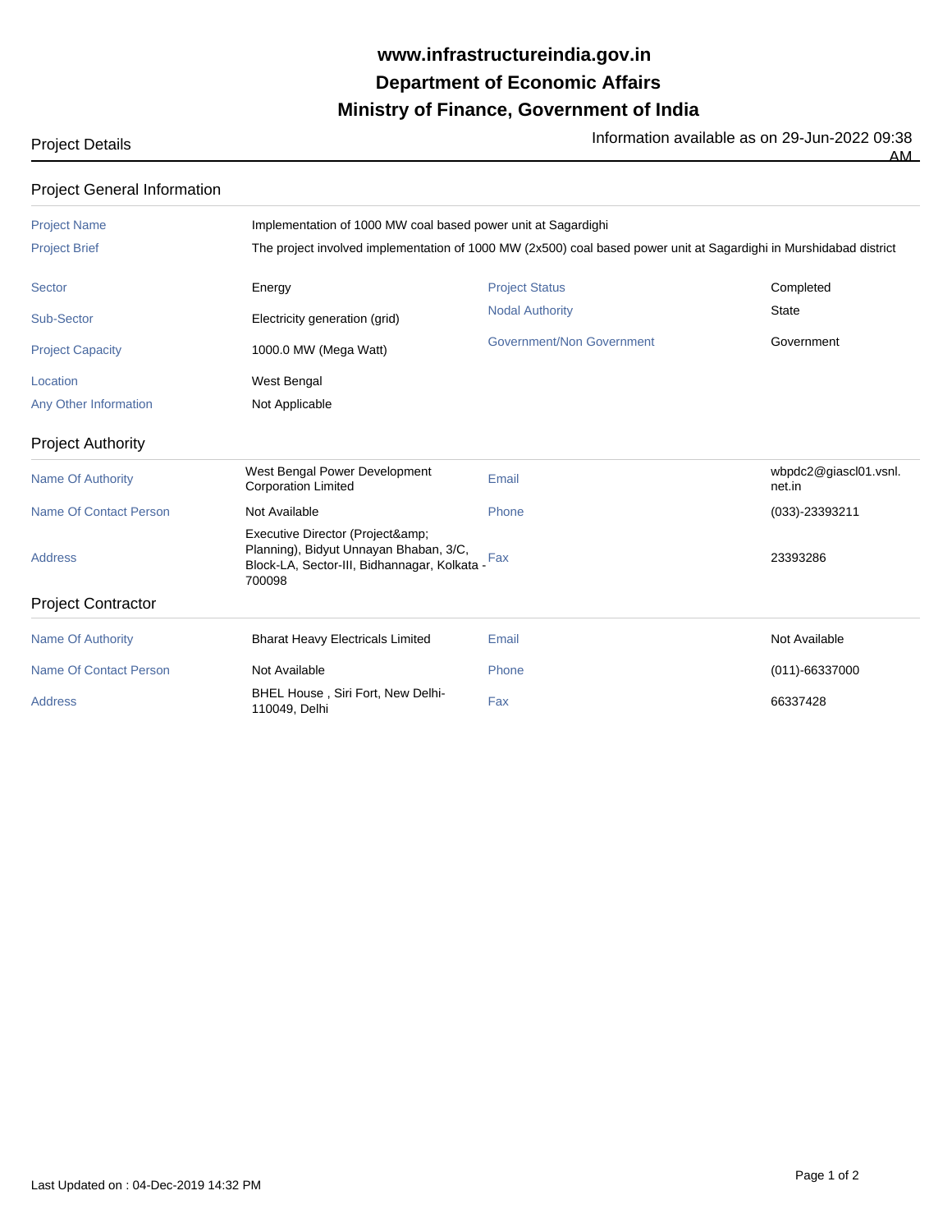# www.infrastructureindia.gov.in

# Department of Economic Affairs

# Ministry of Finance, Government of India

Project Details

Information available as on 29-Jun-2022 09:38 AM

## Project General Information

| | |
|---|---|
| Project Name | Implementation of 1000 MW coal based power unit at Sagardighi |
| Project Brief | The project involved implementation of 1000 MW (2x500) coal based power unit at Sagardighi in Murshidabad district |

| | | | |
|---|---|---|---|
| Sector | Energy | Project Status | Completed |
| Sub-Sector | Electricity generation (grid) | Nodal Authority | State |
| Project Capacity | 1000.0 MW (Mega Watt) | Government/Non Government | Government |
| Location | West Bengal | | |
| Any Other Information | Not Applicable | | |

## Project Authority

| | | | |
|---|---|---|---|
| Name Of Authority | West Bengal Power Development Corporation Limited | Email | wbpdc2@giascl01.vsnl.net.in |
| Name Of Contact Person | Not Available | Phone | (033)-23393211 |
| Address | Executive Director (Project&amp; Planning), Bidyut Unnayan Bhaban, 3/C, Block-LA, Sector-III, Bidhannagar, Kolkata - 700098 | Fax | 23393286 |

## Project Contractor

| | | | |
|---|---|---|---|
| Name Of Authority | Bharat Heavy Electricals Limited | Email | Not Available |
| Name Of Contact Person | Not Available | Phone | (011)-66337000 |
| Address | BHEL House , Siri Fort, New Delhi-110049, Delhi | Fax | 66337428 |

Last Updated on : 04-Dec-2019 14:32 PM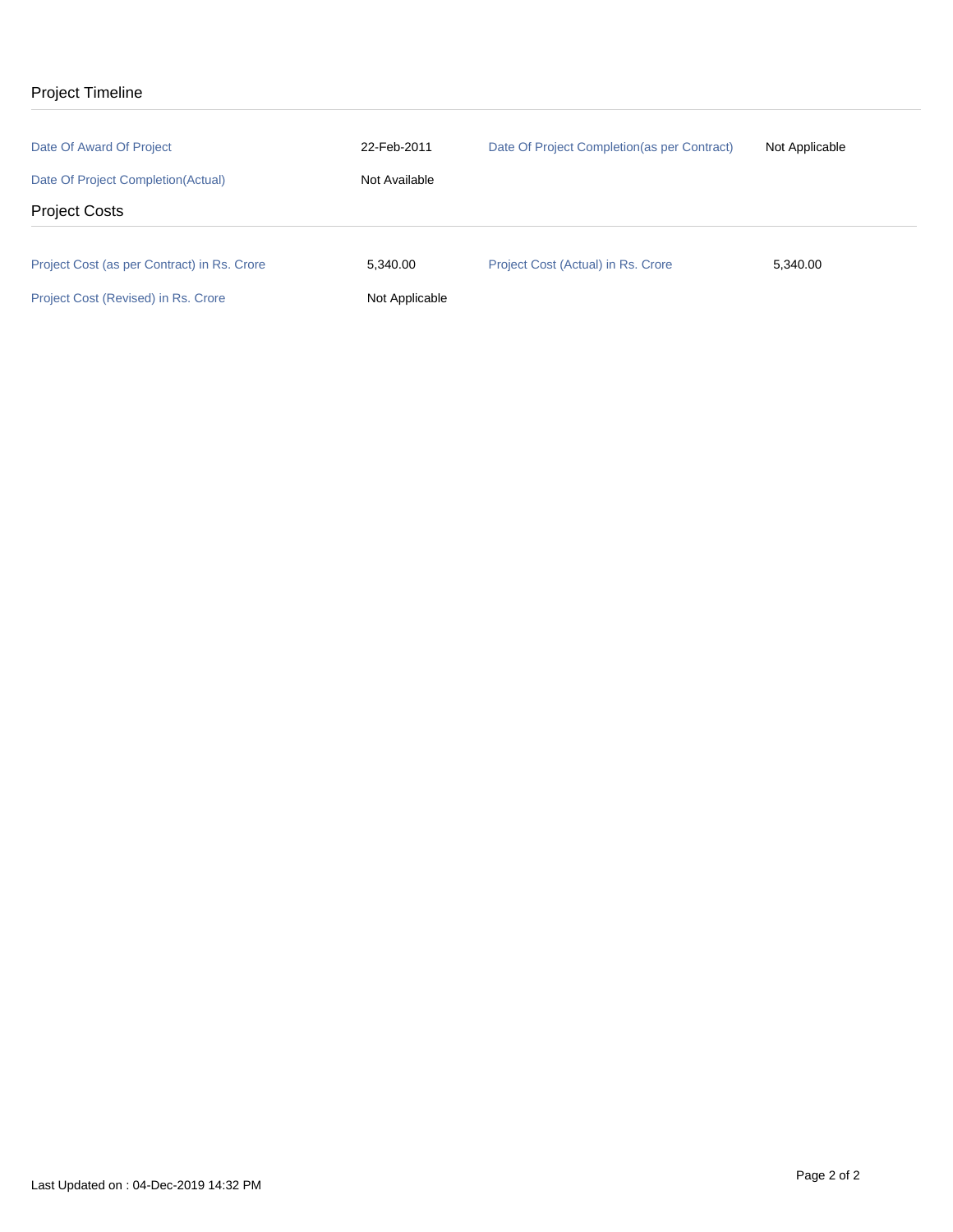## Project Timeline

| | | | |
|---|---|---|---|
| Date Of Award Of Project | 22-Feb-2011 | Date Of Project Completion(as per Contract) | Not Applicable |
| Date Of Project Completion(Actual) | Not Available | | |

## Project Costs

| | | | |
|---|---|---|---|
| Project Cost (as per Contract) in Rs. Crore | 5,340.00 | Project Cost (Actual) in Rs. Crore | 5,340.00 |
| Project Cost (Revised) in Rs. Crore | Not Applicable | | |

Last Updated on : 04-Dec-2019 14:32 PM